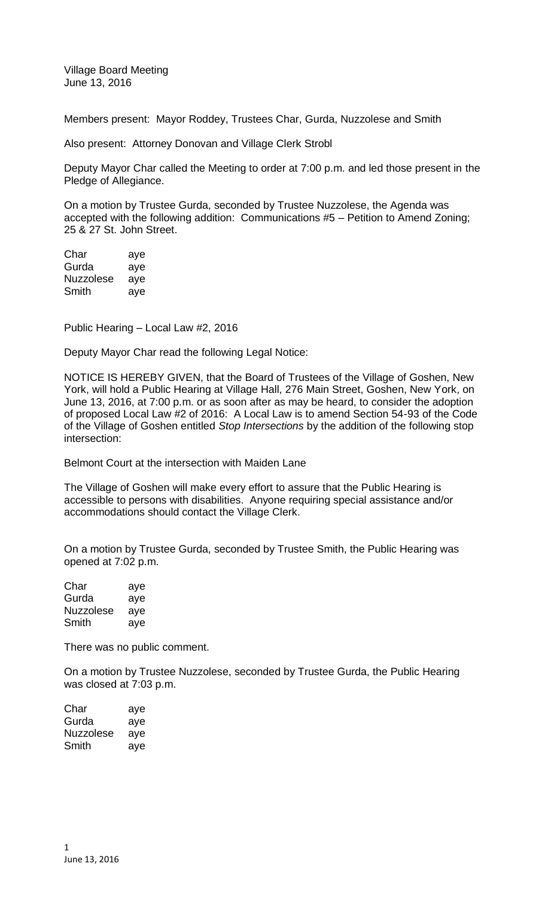Village Board Meeting
June 13, 2016

Members present: Mayor Roddey, Trustees Char, Gurda, Nuzzolese and Smith

Also present: Attorney Donovan and Village Clerk Strobl

Deputy Mayor Char called the Meeting to order at 7:00 p.m. and led those present in the Pledge of Allegiance.

On a motion by Trustee Gurda, seconded by Trustee Nuzzolese, the Agenda was accepted with the following addition: Communications #5 – Petition to Amend Zoning; 25 & 27 St. John Street.

| | |
|---|---|
| Char | aye |
| Gurda | aye |
| Nuzzolese | aye |
| Smith | aye |

Public Hearing – Local Law #2, 2016

Deputy Mayor Char read the following Legal Notice:

NOTICE IS HEREBY GIVEN, that the Board of Trustees of the Village of Goshen, New York, will hold a Public Hearing at Village Hall, 276 Main Street, Goshen, New York, on June 13, 2016, at 7:00 p.m. or as soon after as may be heard, to consider the adoption of proposed Local Law #2 of 2016: A Local Law is to amend Section 54-93 of the Code of the Village of Goshen entitled *Stop Intersections* by the addition of the following stop intersection:

Belmont Court at the intersection with Maiden Lane

The Village of Goshen will make every effort to assure that the Public Hearing is accessible to persons with disabilities. Anyone requiring special assistance and/or accommodations should contact the Village Clerk.

On a motion by Trustee Gurda, seconded by Trustee Smith, the Public Hearing was opened at 7:02 p.m.

| | |
|---|---|
| Char | aye |
| Gurda | aye |
| Nuzzolese | aye |
| Smith | aye |

There was no public comment.

On a motion by Trustee Nuzzolese, seconded by Trustee Gurda, the Public Hearing was closed at 7:03 p.m.

| | |
|---|---|
| Char | aye |
| Gurda | aye |
| Nuzzolese | aye |
| Smith | aye |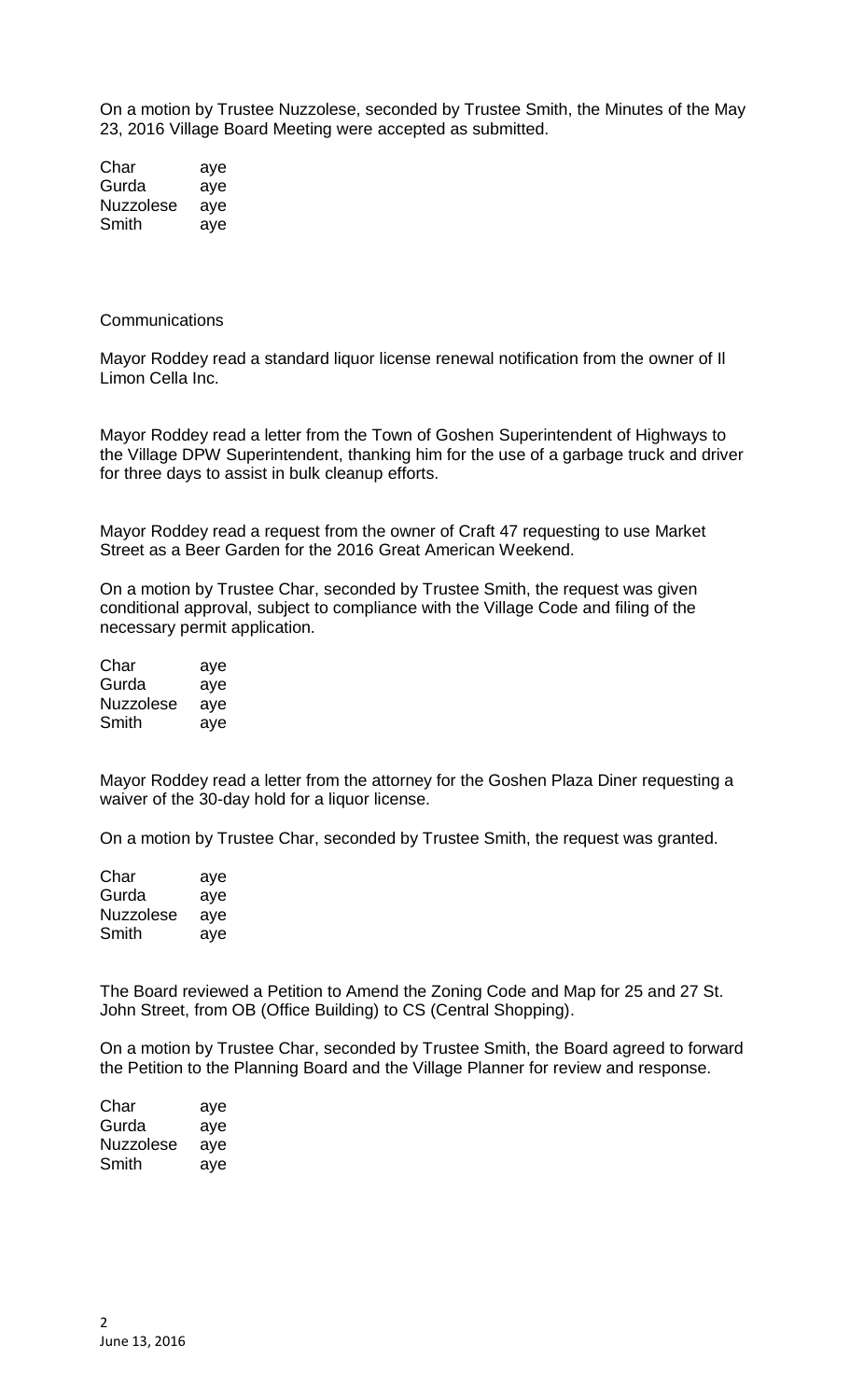On a motion by Trustee Nuzzolese, seconded by Trustee Smith, the Minutes of the May 23, 2016 Village Board Meeting were accepted as submitted.

| | |
|---|---|
| Char | aye |
| Gurda | aye |
| Nuzzolese | aye |
| Smith | aye |

Communications

Mayor Roddey read a standard liquor license renewal notification from the owner of Il Limon Cella Inc.

Mayor Roddey read a letter from the Town of Goshen Superintendent of Highways to the Village DPW Superintendent, thanking him for the use of a garbage truck and driver for three days to assist in bulk cleanup efforts.

Mayor Roddey read a request from the owner of Craft 47 requesting to use Market Street as a Beer Garden for the 2016 Great American Weekend.

On a motion by Trustee Char, seconded by Trustee Smith, the request was given conditional approval, subject to compliance with the Village Code and filing of the necessary permit application.

| | |
|---|---|
| Char | aye |
| Gurda | aye |
| Nuzzolese | aye |
| Smith | aye |

Mayor Roddey read a letter from the attorney for the Goshen Plaza Diner requesting a waiver of the 30-day hold for a liquor license.

On a motion by Trustee Char, seconded by Trustee Smith, the request was granted.

| | |
|---|---|
| Char | aye |
| Gurda | aye |
| Nuzzolese | aye |
| Smith | aye |

The Board reviewed a Petition to Amend the Zoning Code and Map for 25 and 27 St. John Street, from OB (Office Building) to CS (Central Shopping).

On a motion by Trustee Char, seconded by Trustee Smith, the Board agreed to forward the Petition to the Planning Board and the Village Planner for review and response.

| | |
|---|---|
| Char | aye |
| Gurda | aye |
| Nuzzolese | aye |
| Smith | aye |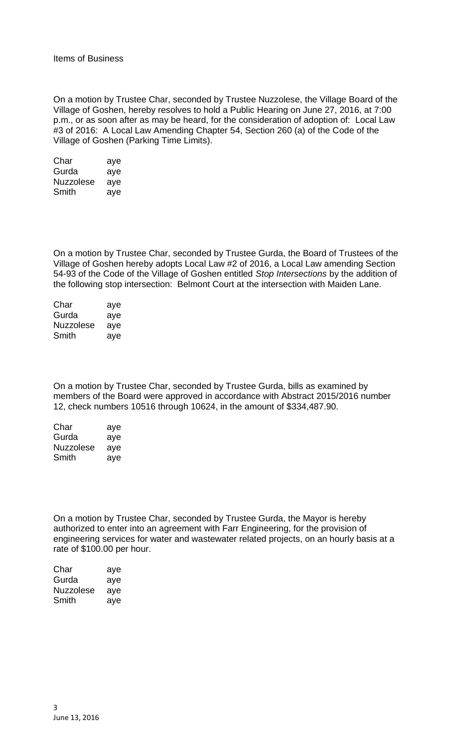Items of Business

On a motion by Trustee Char, seconded by Trustee Nuzzolese, the Village Board of the Village of Goshen, hereby resolves to hold a Public Hearing on June 27, 2016, at 7:00 p.m., or as soon after as may be heard, for the consideration of adoption of: Local Law #3 of 2016: A Local Law Amending Chapter 54, Section 260 (a) of the Code of the Village of Goshen (Parking Time Limits).

| | |
|---|---|
| Char | aye |
| Gurda | aye |
| Nuzzolese | aye |
| Smith | aye |

On a motion by Trustee Char, seconded by Trustee Gurda, the Board of Trustees of the Village of Goshen hereby adopts Local Law #2 of 2016, a Local Law amending Section 54-93 of the Code of the Village of Goshen entitled *Stop Intersections* by the addition of the following stop intersection: Belmont Court at the intersection with Maiden Lane.

| | |
|---|---|
| Char | aye |
| Gurda | aye |
| Nuzzolese | aye |
| Smith | aye |

On a motion by Trustee Char, seconded by Trustee Gurda, bills as examined by members of the Board were approved in accordance with Abstract 2015/2016 number 12, check numbers 10516 through 10624, in the amount of $334,487.90.

| | |
|---|---|
| Char | aye |
| Gurda | aye |
| Nuzzolese | aye |
| Smith | aye |

On a motion by Trustee Char, seconded by Trustee Gurda, the Mayor is hereby authorized to enter into an agreement with Farr Engineering, for the provision of engineering services for water and wastewater related projects, on an hourly basis at a rate of $100.00 per hour.

| | |
|---|---|
| Char | aye |
| Gurda | aye |
| Nuzzolese | aye |
| Smith | aye |

June 13, 2016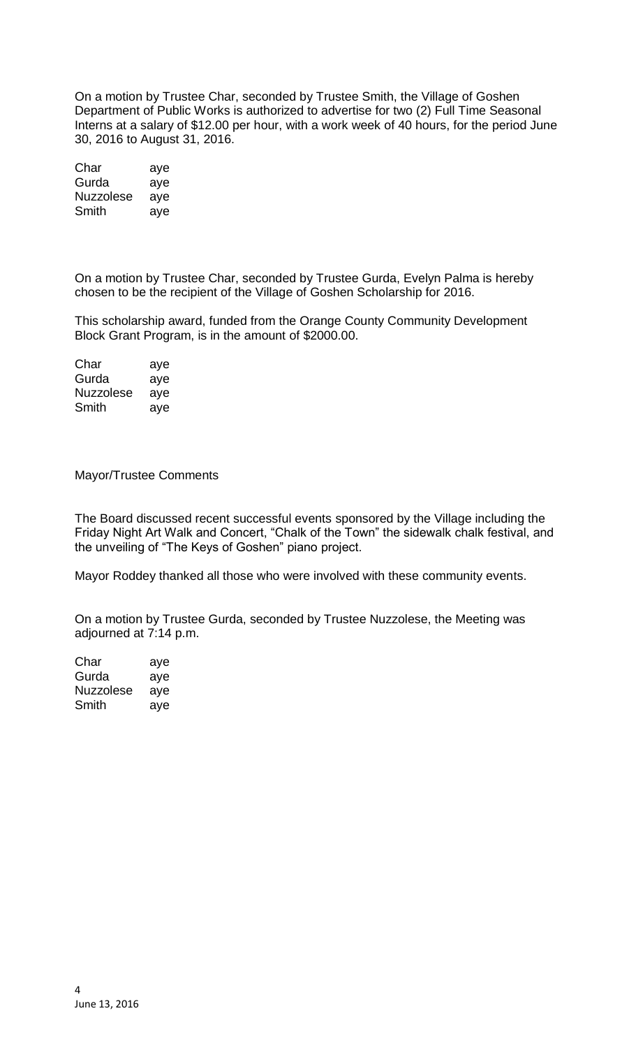On a motion by Trustee Char, seconded by Trustee Smith, the Village of Goshen Department of Public Works is authorized to advertise for two (2) Full Time Seasonal Interns at a salary of $12.00 per hour, with a work week of 40 hours, for the period June 30, 2016 to August 31, 2016.

| | |
|---|---|
| Char | aye |
| Gurda | aye |
| Nuzzolese | aye |
| Smith | aye |

On a motion by Trustee Char, seconded by Trustee Gurda, Evelyn Palma is hereby chosen to be the recipient of the Village of Goshen Scholarship for 2016.

This scholarship award, funded from the Orange County Community Development Block Grant Program, is in the amount of $2000.00.

| | |
|---|---|
| Char | aye |
| Gurda | aye |
| Nuzzolese | aye |
| Smith | aye |

Mayor/Trustee Comments

The Board discussed recent successful events sponsored by the Village including the Friday Night Art Walk and Concert, "Chalk of the Town" the sidewalk chalk festival, and the unveiling of "The Keys of Goshen" piano project.

Mayor Roddey thanked all those who were involved with these community events.

On a motion by Trustee Gurda, seconded by Trustee Nuzzolese, the Meeting was adjourned at 7:14 p.m.

| | |
|---|---|
| Char | aye |
| Gurda | aye |
| Nuzzolese | aye |
| Smith | aye |

June 13, 2016